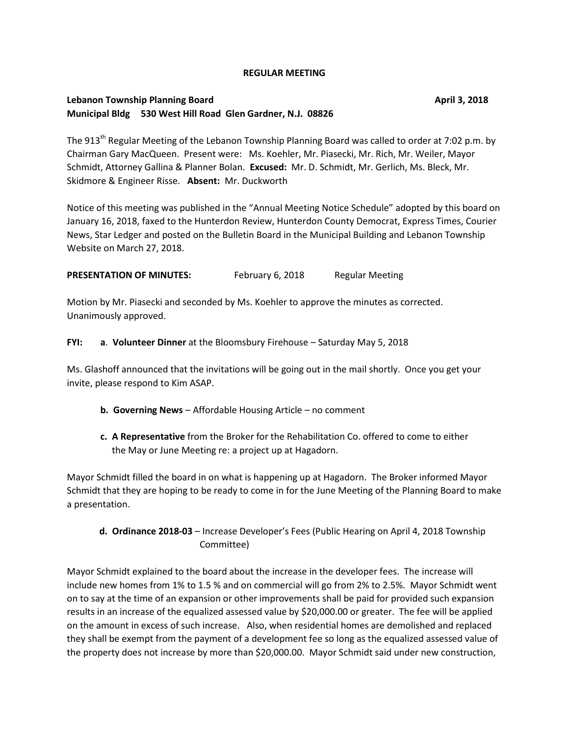# REGULAR MEETING

**Lebanon Township Planning Board** **April 3, 2018**
**Municipal Bldg 530 West Hill Road Glen Gardner, N.J. 08826**

The 913th Regular Meeting of the Lebanon Township Planning Board was called to order at 7:02 p.m. by Chairman Gary MacQueen. Present were: Ms. Koehler, Mr. Piasecki, Mr. Rich, Mr. Weiler, Mayor Schmidt, Attorney Gallina & Planner Bolan. **Excused:** Mr. D. Schmidt, Mr. Gerlich, Ms. Bleck, Mr. Skidmore & Engineer Risse. **Absent:** Mr. Duckworth

Notice of this meeting was published in the "Annual Meeting Notice Schedule" adopted by this board on January 16, 2018, faxed to the Hunterdon Review, Hunterdon County Democrat, Express Times, Courier News, Star Ledger and posted on the Bulletin Board in the Municipal Building and Lebanon Township Website on March 27, 2018.

**PRESENTATION OF MINUTES:** February 6, 2018 Regular Meeting

Motion by Mr. Piasecki and seconded by Ms. Koehler to approve the minutes as corrected. Unanimously approved.

**FYI:** **a**. **Volunteer Dinner** at the Bloomsbury Firehouse – Saturday May 5, 2018

Ms. Glashoff announced that the invitations will be going out in the mail shortly. Once you get your invite, please respond to Kim ASAP.

**b. Governing News** – Affordable Housing Article – no comment

**c. A Representative** from the Broker for the Rehabilitation Co. offered to come to either the May or June Meeting re: a project up at Hagadorn.

Mayor Schmidt filled the board in on what is happening up at Hagadorn. The Broker informed Mayor Schmidt that they are hoping to be ready to come in for the June Meeting of the Planning Board to make a presentation.

**d. Ordinance 2018-03** – Increase Developer's Fees (Public Hearing on April 4, 2018 Township Committee)

Mayor Schmidt explained to the board about the increase in the developer fees. The increase will include new homes from 1% to 1.5 % and on commercial will go from 2% to 2.5%. Mayor Schmidt went on to say at the time of an expansion or other improvements shall be paid for provided such expansion results in an increase of the equalized assessed value by $20,000.00 or greater. The fee will be applied on the amount in excess of such increase. Also, when residential homes are demolished and replaced they shall be exempt from the payment of a development fee so long as the equalized assessed value of the property does not increase by more than $20,000.00. Mayor Schmidt said under new construction,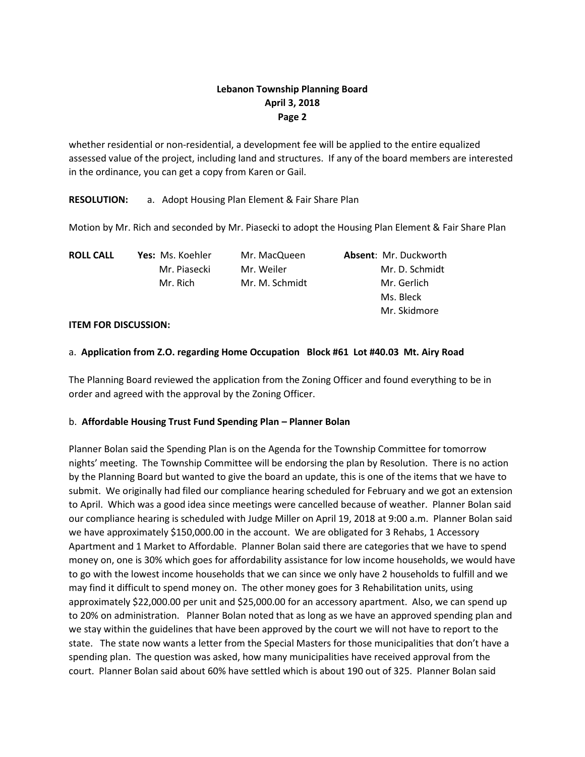whether residential or non-residential, a development fee will be applied to the entire equalized assessed value of the project, including land and structures. If any of the board members are interested in the ordinance, you can get a copy from Karen or Gail.

**RESOLUTION:** a. Adopt Housing Plan Element & Fair Share Plan

Motion by Mr. Rich and seconded by Mr. Piasecki to adopt the Housing Plan Element & Fair Share Plan

| **ROLL CALL** | **Yes:** Ms. Koehler | Mr. MacQueen | **Absent**: Mr. Duckworth |
|---|---|---|---|
| | Mr. Piasecki | Mr. Weiler | Mr. D. Schmidt |
| | Mr. Rich | Mr. M. Schmidt | Mr. Gerlich |
| | | | Ms. Bleck |
| | | | Mr. Skidmore |

**ITEM FOR DISCUSSION:**

a. **Application from Z.O. regarding Home Occupation Block #61 Lot #40.03 Mt. Airy Road**

The Planning Board reviewed the application from the Zoning Officer and found everything to be in order and agreed with the approval by the Zoning Officer.

b. **Affordable Housing Trust Fund Spending Plan – Planner Bolan**

Planner Bolan said the Spending Plan is on the Agenda for the Township Committee for tomorrow nights' meeting. The Township Committee will be endorsing the plan by Resolution. There is no action by the Planning Board but wanted to give the board an update, this is one of the items that we have to submit. We originally had filed our compliance hearing scheduled for February and we got an extension to April. Which was a good idea since meetings were cancelled because of weather. Planner Bolan said our compliance hearing is scheduled with Judge Miller on April 19, 2018 at 9:00 a.m. Planner Bolan said we have approximately $150,000.00 in the account. We are obligated for 3 Rehabs, 1 Accessory Apartment and 1 Market to Affordable. Planner Bolan said there are categories that we have to spend money on, one is 30% which goes for affordability assistance for low income households, we would have to go with the lowest income households that we can since we only have 2 households to fulfill and we may find it difficult to spend money on. The other money goes for 3 Rehabilitation units, using approximately $22,000.00 per unit and $25,000.00 for an accessory apartment. Also, we can spend up to 20% on administration. Planner Bolan noted that as long as we have an approved spending plan and we stay within the guidelines that have been approved by the court we will not have to report to the state. The state now wants a letter from the Special Masters for those municipalities that don't have a spending plan. The question was asked, how many municipalities have received approval from the court. Planner Bolan said about 60% have settled which is about 190 out of 325. Planner Bolan said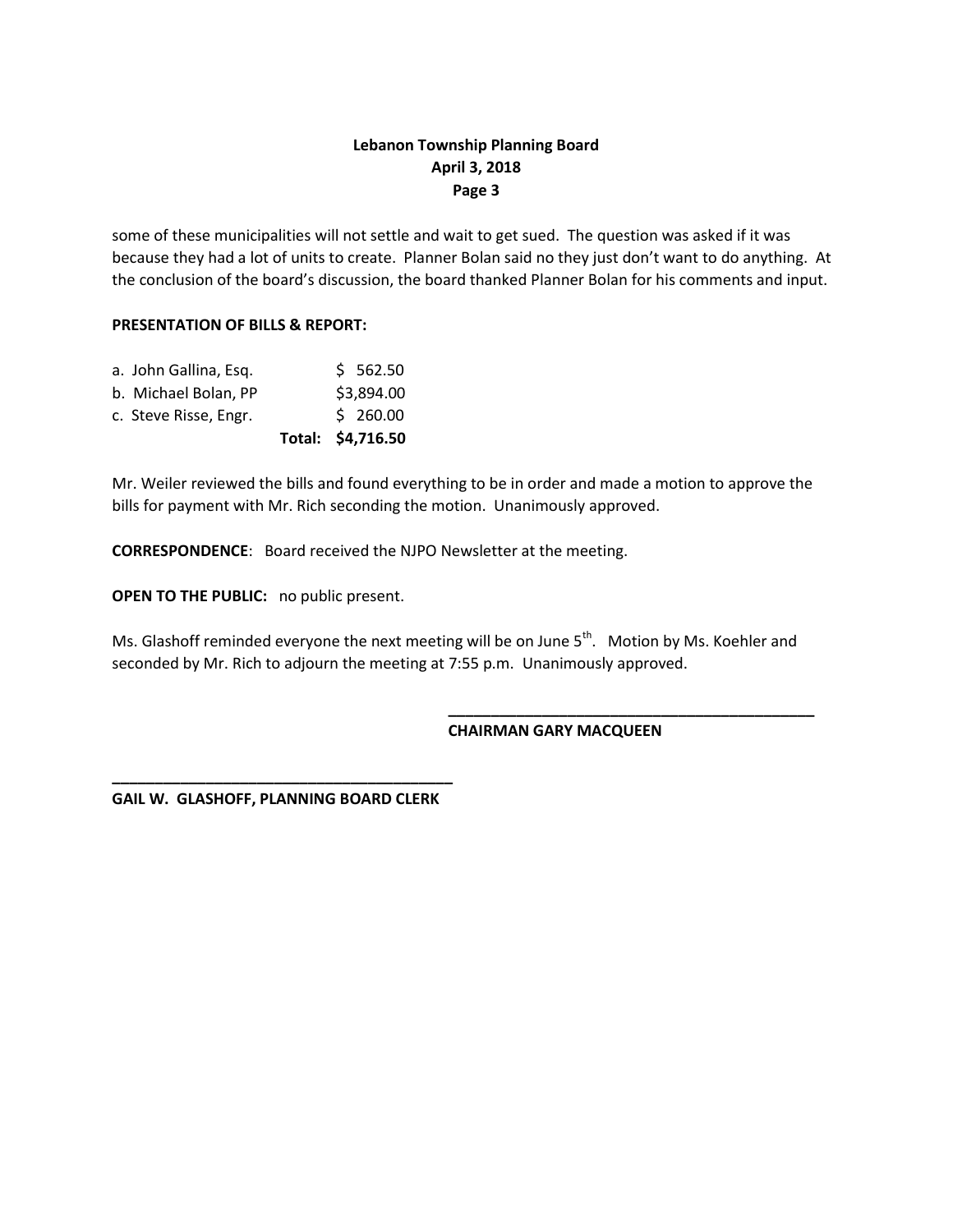some of these municipalities will not settle and wait to get sued. The question was asked if it was because they had a lot of units to create. Planner Bolan said no they just don't want to do anything. At the conclusion of the board's discussion, the board thanked Planner Bolan for his comments and input.

**PRESENTATION OF BILLS & REPORT:**

| | | |
|---|---|---|
| a. John Gallina, Esq. | | $ 562.50 |
| b. Michael Bolan, PP | | $3,894.00 |
| c. Steve Risse, Engr. | | $ 260.00 |
| | **Total:** | **$4,716.50** |

Mr. Weiler reviewed the bills and found everything to be in order and made a motion to approve the bills for payment with Mr. Rich seconding the motion. Unanimously approved.

**CORRESPONDENCE**: Board received the NJPO Newsletter at the meeting.

**OPEN TO THE PUBLIC:** no public present.

Ms. Glashoff reminded everyone the next meeting will be on June 5th. Motion by Ms. Koehler and seconded by Mr. Rich to adjourn the meeting at 7:55 p.m. Unanimously approved.

\_\_\_\_\_\_\_\_\_\_\_\_\_\_\_\_\_\_\_\_\_\_\_\_\_\_\_\_\_\_\_\_\_\_\_\_\_\_\_\_\_\_\_\_

**CHAIRMAN GARY MACQUEEN**

\_\_\_\_\_\_\_\_\_\_\_\_\_\_\_\_\_\_\_\_\_\_\_\_\_\_\_\_\_\_\_\_\_\_\_\_\_\_\_\_\_\_\_\_

**GAIL W. GLASHOFF, PLANNING BOARD CLERK**